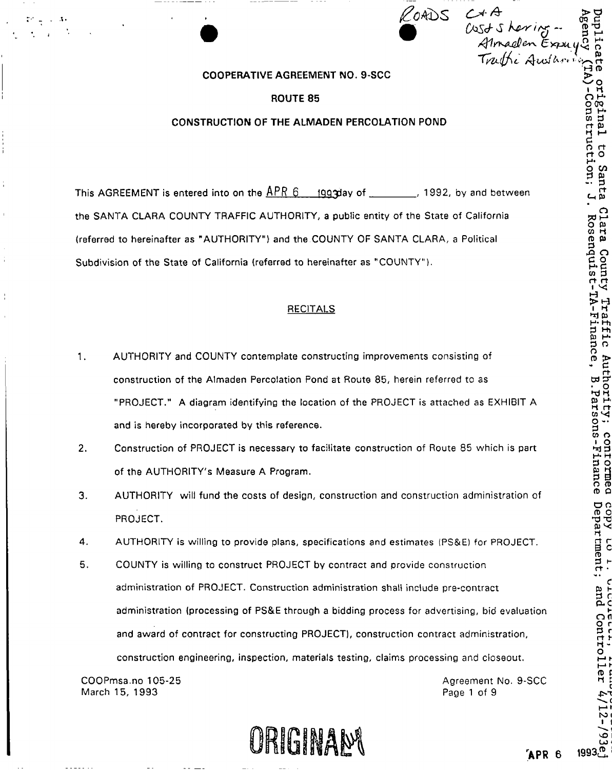ROADS C+A Cost Sharing -- Almaden Expwy Traffic Authority

Duplicate original to Santa Clara County Traffic Authority; conformed copy to T. ... Agency (TA)-Construction; J. Rosenquist-TA-Finance, B.Parsons-Finance Department; and Controller 4/12-/93ej

**COOPERATIVE AGREEMENT NO. 9-SCC**

**ROUTE 85**

**CONSTRUCTION OF THE ALMADEN PERCOLATION POND**

This AGREEMENT is entered into on the APR 6 1993 day of ________, 1992, by and between the SANTA CLARA COUNTY TRAFFIC AUTHORITY, a public entity of the State of California (referred to hereinafter as "AUTHORITY") and the COUNTY OF SANTA CLARA, a Political Subdivision of the State of California (referred to hereinafter as "COUNTY").

## RECITALS

1. AUTHORITY and COUNTY contemplate constructing improvements consisting of construction of the Almaden Percolation Pond at Route 85, herein referred to as "PROJECT." A diagram identifying the location of the PROJECT is attached as EXHIBIT A and is hereby incorporated by this reference.
2. Construction of PROJECT is necessary to facilitate construction of Route 85 which is part of the AUTHORITY's Measure A Program.
3. AUTHORITY will fund the costs of design, construction and construction administration of PROJECT.
4. AUTHORITY is willing to provide plans, specifications and estimates (PS&E) for PROJECT.
5. COUNTY is willing to construct PROJECT by contract and provide construction administration of PROJECT. Construction administration shall include pre-contract administration (processing of PS&E through a bidding process for advertising, bid evaluation and award of contract for constructing PROJECT), construction contract administration, construction engineering, inspection, materials testing, claims processing and closeout.

COOPmsa.no 105-25
March 15, 1993

Agreement No. 9-SCC

ORIGINAL

APR 6 1993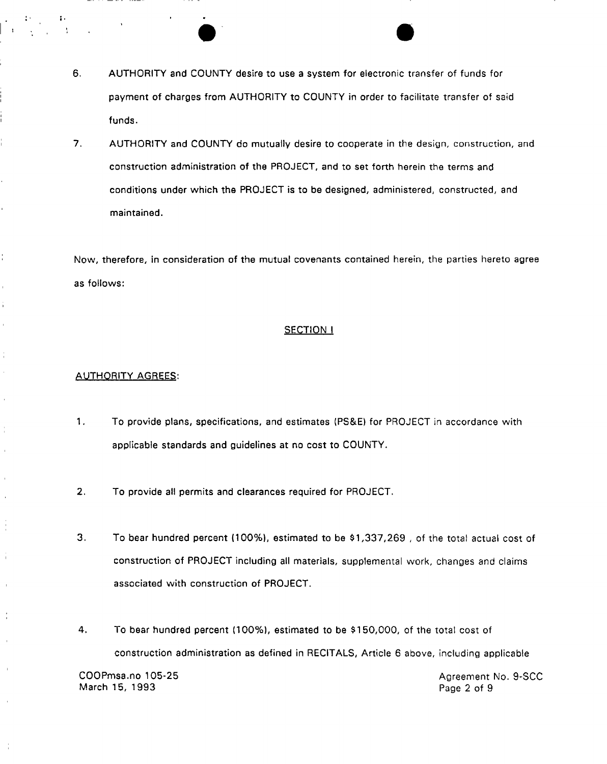6. AUTHORITY and COUNTY desire to use a system for electronic transfer of funds for payment of charges from AUTHORITY to COUNTY in order to facilitate transfer of said funds.

7. AUTHORITY and COUNTY do mutually desire to cooperate in the design, construction, and construction administration of the PROJECT, and to set forth herein the terms and conditions under which the PROJECT is to be designed, administered, constructed, and maintained.

Now, therefore, in consideration of the mutual covenants contained herein, the parties hereto agree as follows:

## SECTION I

AUTHORITY AGREES:

1. To provide plans, specifications, and estimates (PS&E) for PROJECT in accordance with applicable standards and guidelines at no cost to COUNTY.

2. To provide all permits and clearances required for PROJECT.

3. To bear hundred percent (100%), estimated to be $1,337,269 , of the total actual cost of construction of PROJECT including all materials, supplemental work, changes and claims associated with construction of PROJECT.

4. To bear hundred percent (100%), estimated to be $150,000, of the total cost of construction administration as defined in RECITALS, Article 6 above, including applicable

COOPmsa.no 105-25
March 15, 1993

Agreement No. 9-SCC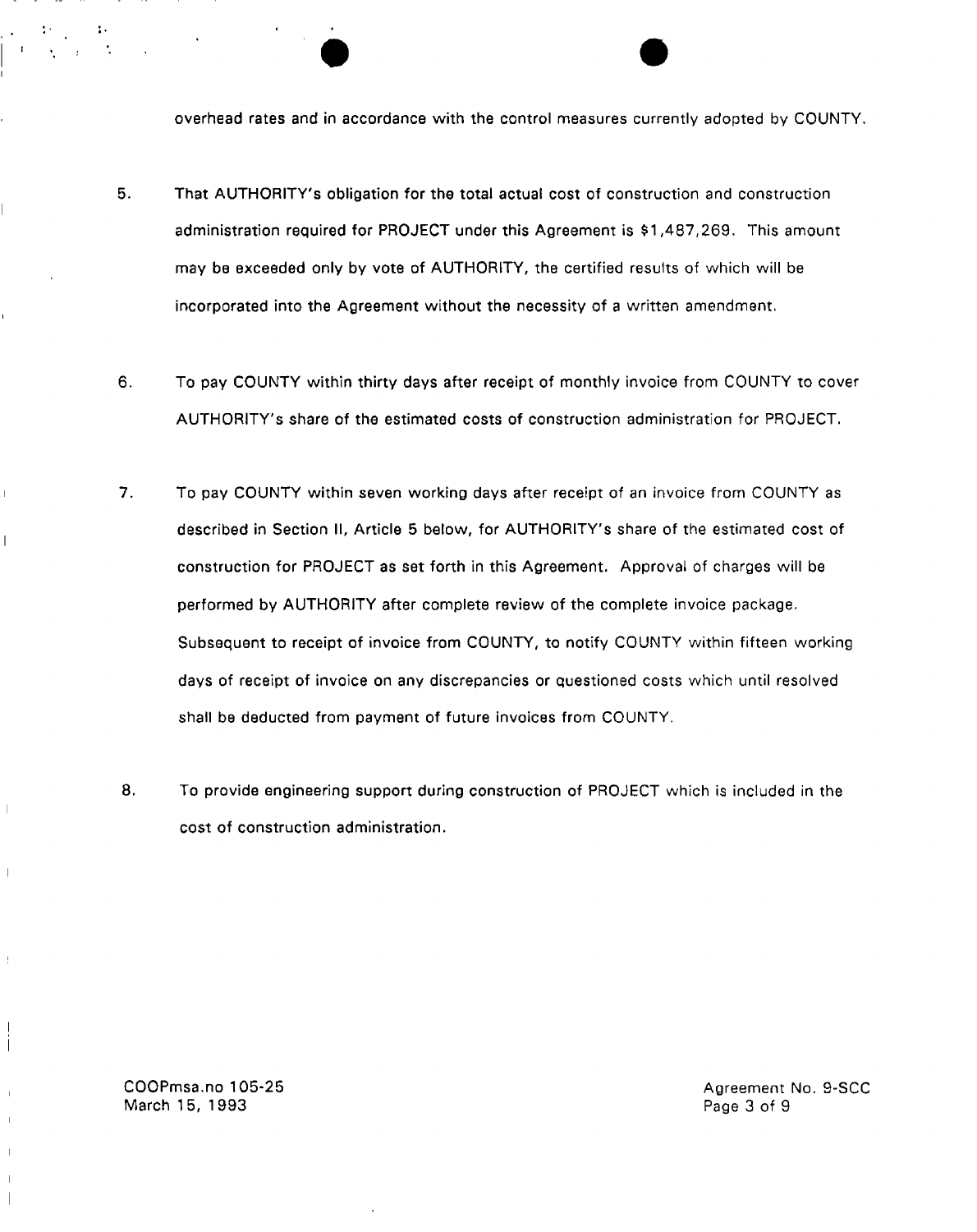overhead rates and in accordance with the control measures currently adopted by COUNTY.

5. That AUTHORITY's obligation for the total actual cost of construction and construction administration required for PROJECT under this Agreement is $1,487,269. This amount may be exceeded only by vote of AUTHORITY, the certified results of which will be incorporated into the Agreement without the necessity of a written amendment.

6. To pay COUNTY within thirty days after receipt of monthly invoice from COUNTY to cover AUTHORITY's share of the estimated costs of construction administration for PROJECT.

7. To pay COUNTY within seven working days after receipt of an invoice from COUNTY as described in Section II, Article 5 below, for AUTHORITY's share of the estimated cost of construction for PROJECT as set forth in this Agreement. Approval of charges will be performed by AUTHORITY after complete review of the complete invoice package. Subsequent to receipt of invoice from COUNTY, to notify COUNTY within fifteen working days of receipt of invoice on any discrepancies or questioned costs which until resolved shall be deducted from payment of future invoices from COUNTY.

8. To provide engineering support during construction of PROJECT which is included in the cost of construction administration.

COOPmsa.no 105-25
March 15, 1993

Agreement No. 9-SCC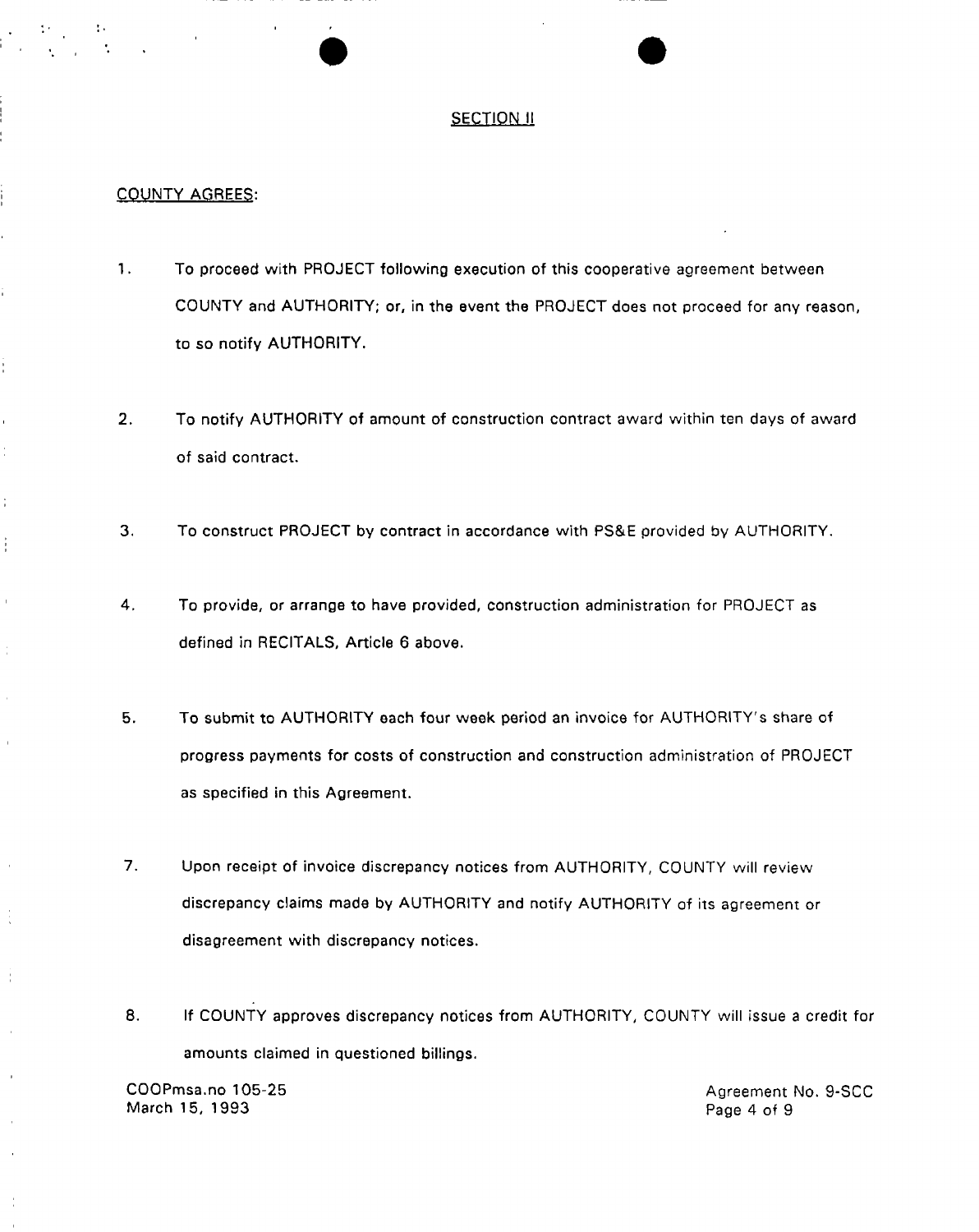## SECTION II

COUNTY AGREES:

1. To proceed with PROJECT following execution of this cooperative agreement between COUNTY and AUTHORITY; or, in the event the PROJECT does not proceed for any reason, to so notify AUTHORITY.

2. To notify AUTHORITY of amount of construction contract award within ten days of award of said contract.

3. To construct PROJECT by contract in accordance with PS&E provided by AUTHORITY.

4. To provide, or arrange to have provided, construction administration for PROJECT as defined in RECITALS, Article 6 above.

5. To submit to AUTHORITY each four week period an invoice for AUTHORITY's share of progress payments for costs of construction and construction administration of PROJECT as specified in this Agreement.

7. Upon receipt of invoice discrepancy notices from AUTHORITY, COUNTY will review discrepancy claims made by AUTHORITY and notify AUTHORITY of its agreement or disagreement with discrepancy notices.

8. If COUNTY approves discrepancy notices from AUTHORITY, COUNTY will issue a credit for amounts claimed in questioned billings.

COOPmsa.no 105-25
March 15, 1993

Agreement No. 9-SCC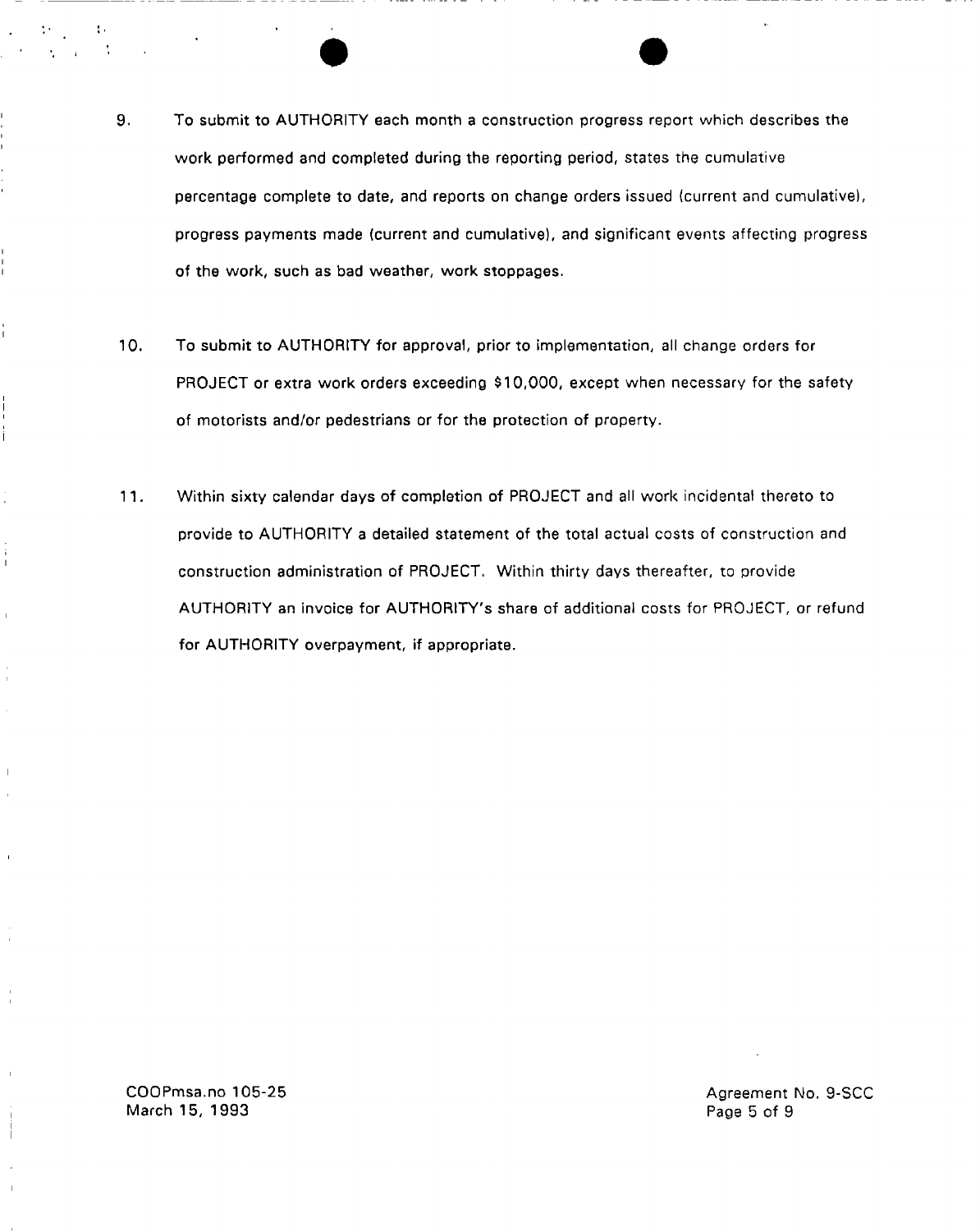9. To submit to AUTHORITY each month a construction progress report which describes the work performed and completed during the reporting period, states the cumulative percentage complete to date, and reports on change orders issued (current and cumulative), progress payments made (current and cumulative), and significant events affecting progress of the work, such as bad weather, work stoppages.

10. To submit to AUTHORITY for approval, prior to implementation, all change orders for PROJECT or extra work orders exceeding $10,000, except when necessary for the safety of motorists and/or pedestrians or for the protection of property.

11. Within sixty calendar days of completion of PROJECT and all work incidental thereto to provide to AUTHORITY a detailed statement of the total actual costs of construction and construction administration of PROJECT. Within thirty days thereafter, to provide AUTHORITY an invoice for AUTHORITY's share of additional costs for PROJECT, or refund for AUTHORITY overpayment, if appropriate.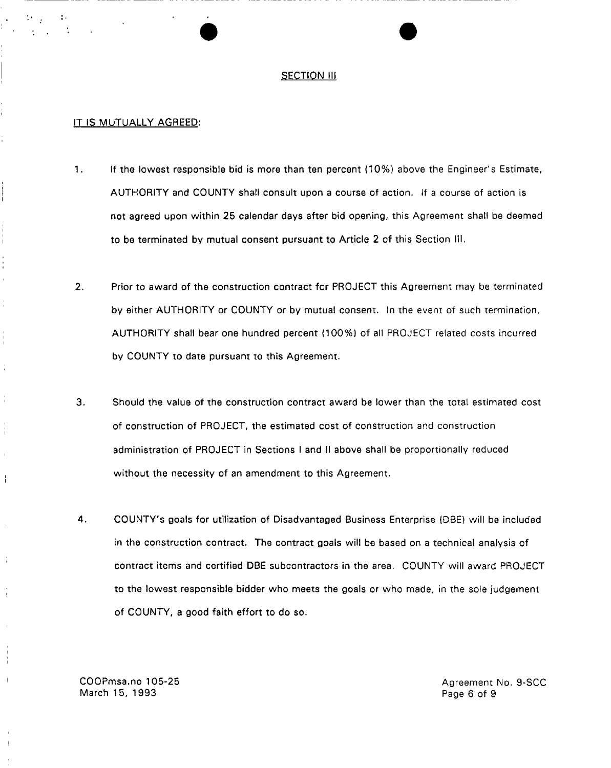## SECTION III

IT IS MUTUALLY AGREED:

1. If the lowest responsible bid is more than ten percent (10%) above the Engineer's Estimate, AUTHORITY and COUNTY shall consult upon a course of action. If a course of action is not agreed upon within 25 calendar days after bid opening, this Agreement shall be deemed to be terminated by mutual consent pursuant to Article 2 of this Section III.

2. Prior to award of the construction contract for PROJECT this Agreement may be terminated by either AUTHORITY or COUNTY or by mutual consent. In the event of such termination, AUTHORITY shall bear one hundred percent (100%) of all PROJECT related costs incurred by COUNTY to date pursuant to this Agreement.

3. Should the value of the construction contract award be lower than the total estimated cost of construction of PROJECT, the estimated cost of construction and construction administration of PROJECT in Sections I and II above shall be proportionally reduced without the necessity of an amendment to this Agreement.

4. COUNTY's goals for utilization of Disadvantaged Business Enterprise (DBE) will be included in the construction contract. The contract goals will be based on a technical analysis of contract items and certified DBE subcontractors in the area. COUNTY will award PROJECT to the lowest responsible bidder who meets the goals or who made, in the sole judgement of COUNTY, a good faith effort to do so.

COOPmsa.no 105-25
March 15, 1993

Agreement No. 9-SCC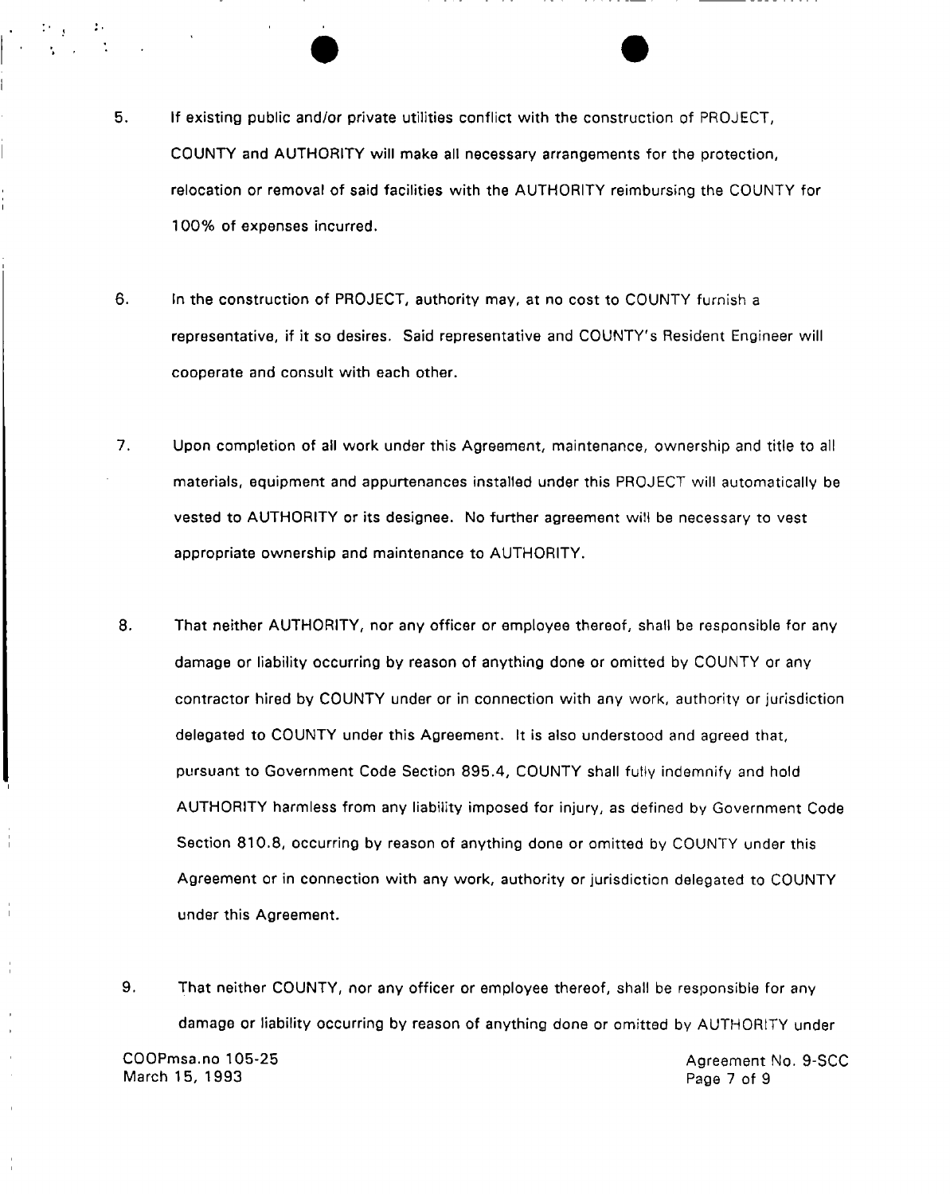5. If existing public and/or private utilities conflict with the construction of PROJECT, COUNTY and AUTHORITY will make all necessary arrangements for the protection, relocation or removal of said facilities with the AUTHORITY reimbursing the COUNTY for 100% of expenses incurred.

6. In the construction of PROJECT, authority may, at no cost to COUNTY furnish a representative, if it so desires. Said representative and COUNTY's Resident Engineer will cooperate and consult with each other.

7. Upon completion of all work under this Agreement, maintenance, ownership and title to all materials, equipment and appurtenances installed under this PROJECT will automatically be vested to AUTHORITY or its designee. No further agreement will be necessary to vest appropriate ownership and maintenance to AUTHORITY.

8. That neither AUTHORITY, nor any officer or employee thereof, shall be responsible for any damage or liability occurring by reason of anything done or omitted by COUNTY or any contractor hired by COUNTY under or in connection with any work, authority or jurisdiction delegated to COUNTY under this Agreement. It is also understood and agreed that, pursuant to Government Code Section 895.4, COUNTY shall fully indemnify and hold AUTHORITY harmless from any liability imposed for injury, as defined by Government Code Section 810.8, occurring by reason of anything done or omitted by COUNTY under this Agreement or in connection with any work, authority or jurisdiction delegated to COUNTY under this Agreement.

9. That neither COUNTY, nor any officer or employee thereof, shall be responsible for any damage or liability occurring by reason of anything done or omitted by AUTHORITY under

COOPmsa.no 105-25
March 15, 1993

Agreement No. 9-SCC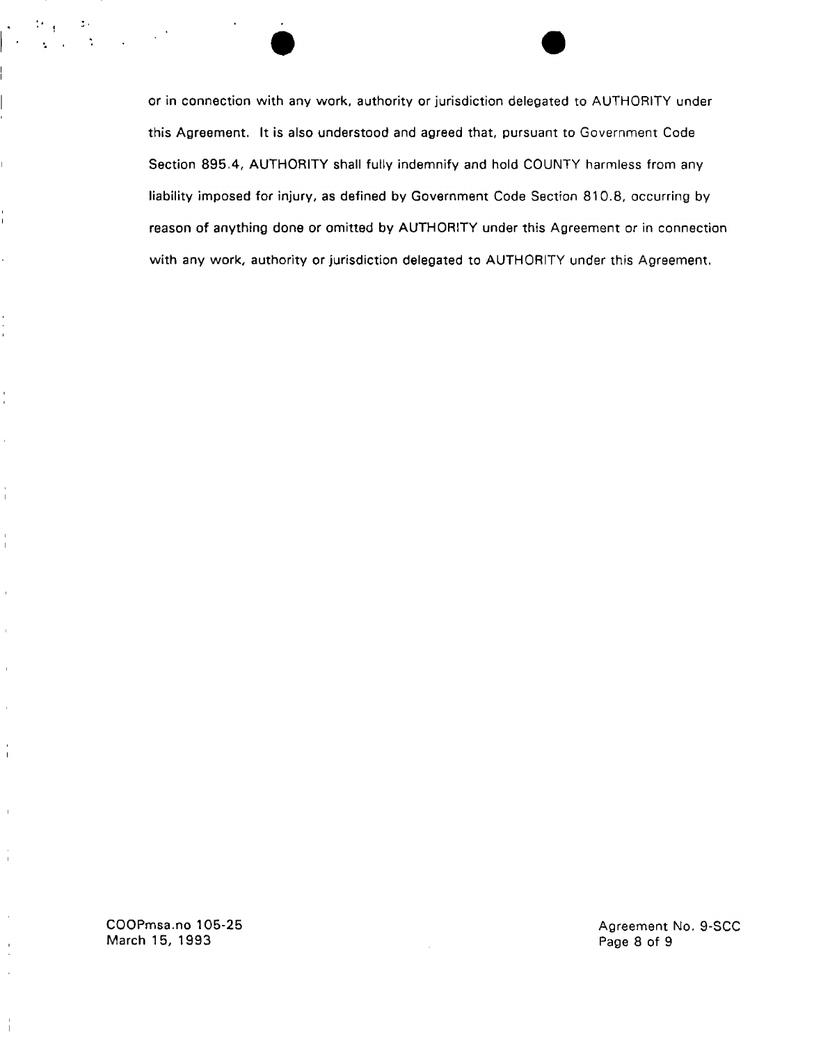or in connection with any work, authority or jurisdiction delegated to AUTHORITY under this Agreement. It is also understood and agreed that, pursuant to Government Code Section 895.4, AUTHORITY shall fully indemnify and hold COUNTY harmless from any liability imposed for injury, as defined by Government Code Section 810.8, occurring by reason of anything done or omitted by AUTHORITY under this Agreement or in connection with any work, authority or jurisdiction delegated to AUTHORITY under this Agreement.

COOPmsa.no 105-25
March 15, 1993

Agreement No. 9-SCC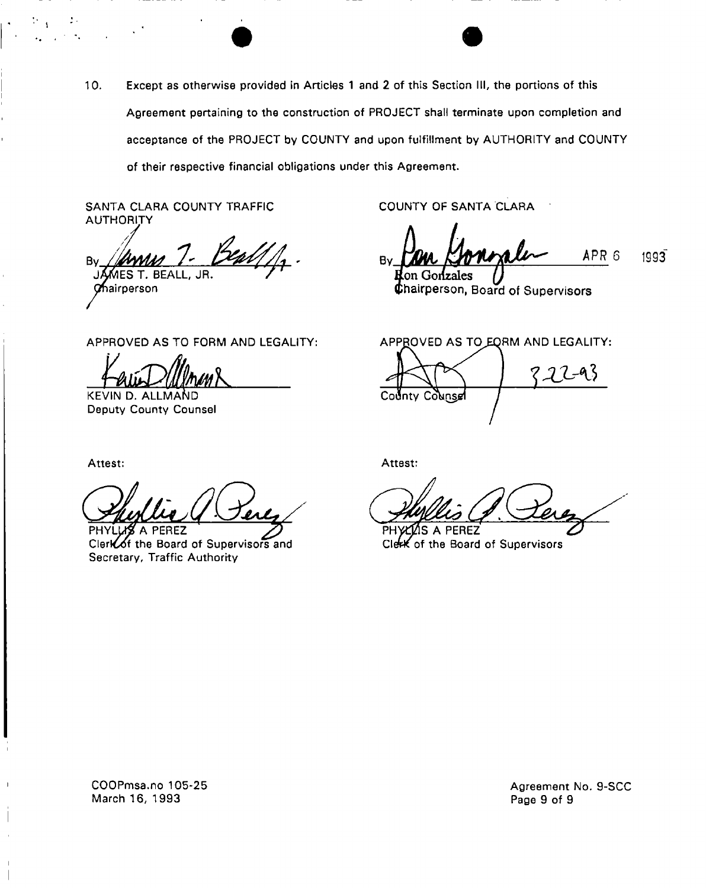10. Except as otherwise provided in Articles 1 and 2 of this Section III, the portions of this Agreement pertaining to the construction of PROJECT shall terminate upon completion and acceptance of the PROJECT by COUNTY and upon fulfillment by AUTHORITY and COUNTY of their respective financial obligations under this Agreement.

SANTA CLARA COUNTY TRAFFIC AUTHORITY

By ___________________________
JAMES T. BEALL, JR.
Chairperson

APPROVED AS TO FORM AND LEGALITY:

___________________________
KEVIN D. ALLMAND
Deputy County Counsel

Attest:

___________________________
PHYLLIS A PEREZ
Clerk of the Board of Supervisors and
Secretary, Traffic Authority

COUNTY OF SANTA CLARA

By ___________________________ APR 6 1993
Ron Gonzales
Chairperson, Board of Supervisors

APPROVED AS TO FORM AND LEGALITY:

___________________________ 3-22-93
County Counsel

Attest:

___________________________
PHYLLIS A PEREZ
Clerk of the Board of Supervisors

COOPmsa.no 105-25
March 16, 1993

Agreement No. 9-SCC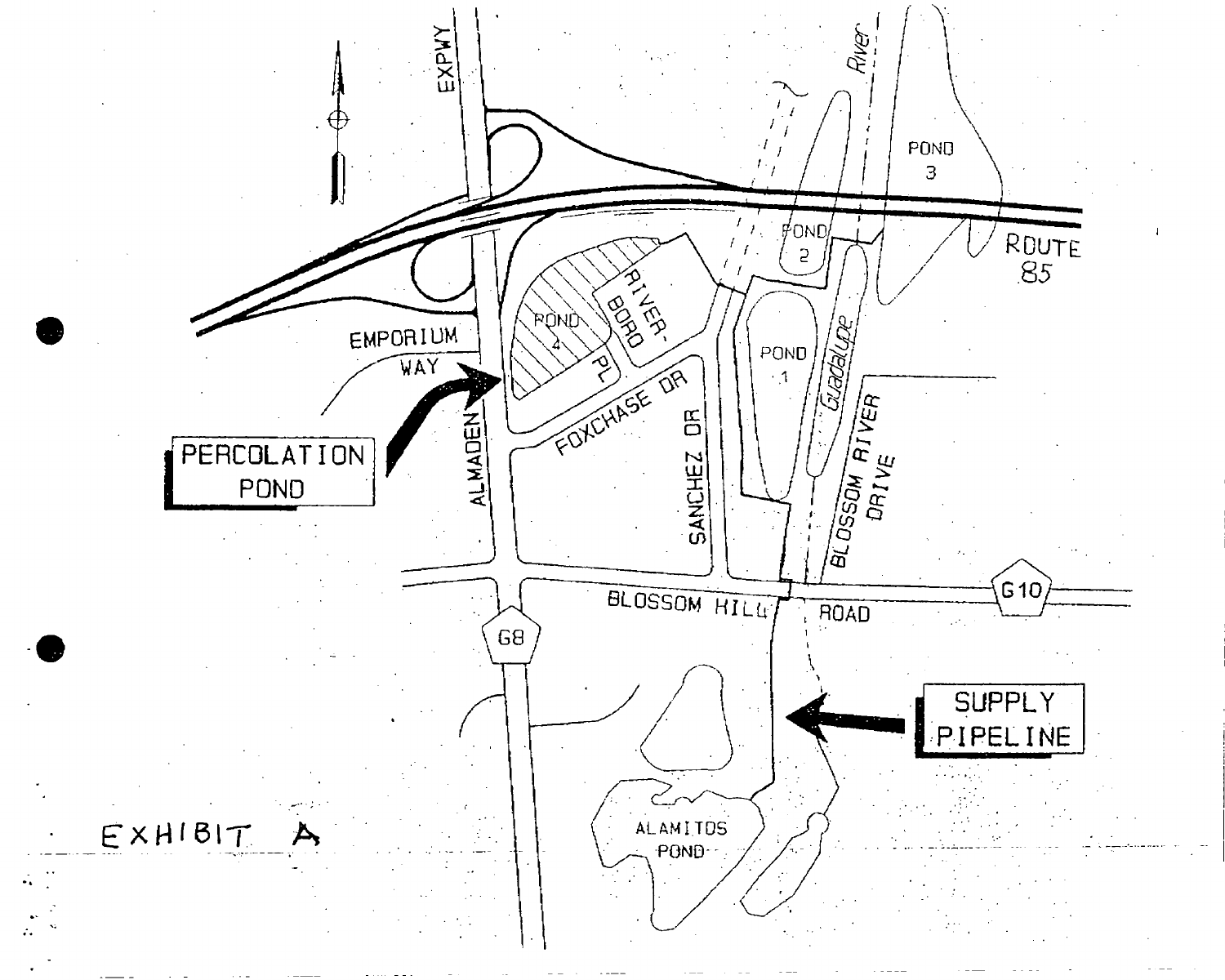EXPWY

POND 3

POND 2

ROUTE 85

River

RIVER-BORO

POND 4

PL

POND 1

Guadalupe

EMPORIUM WAY

PERCOLATION POND

FOXCHASE DR

SANCHEZ DR

BLOSSOM RIVER DRIVE

ALMADEN

BLOSSOM HILL ROAD

G10

G8

SUPPLY PIPELINE

ALAMITOS POND

EXHIBIT A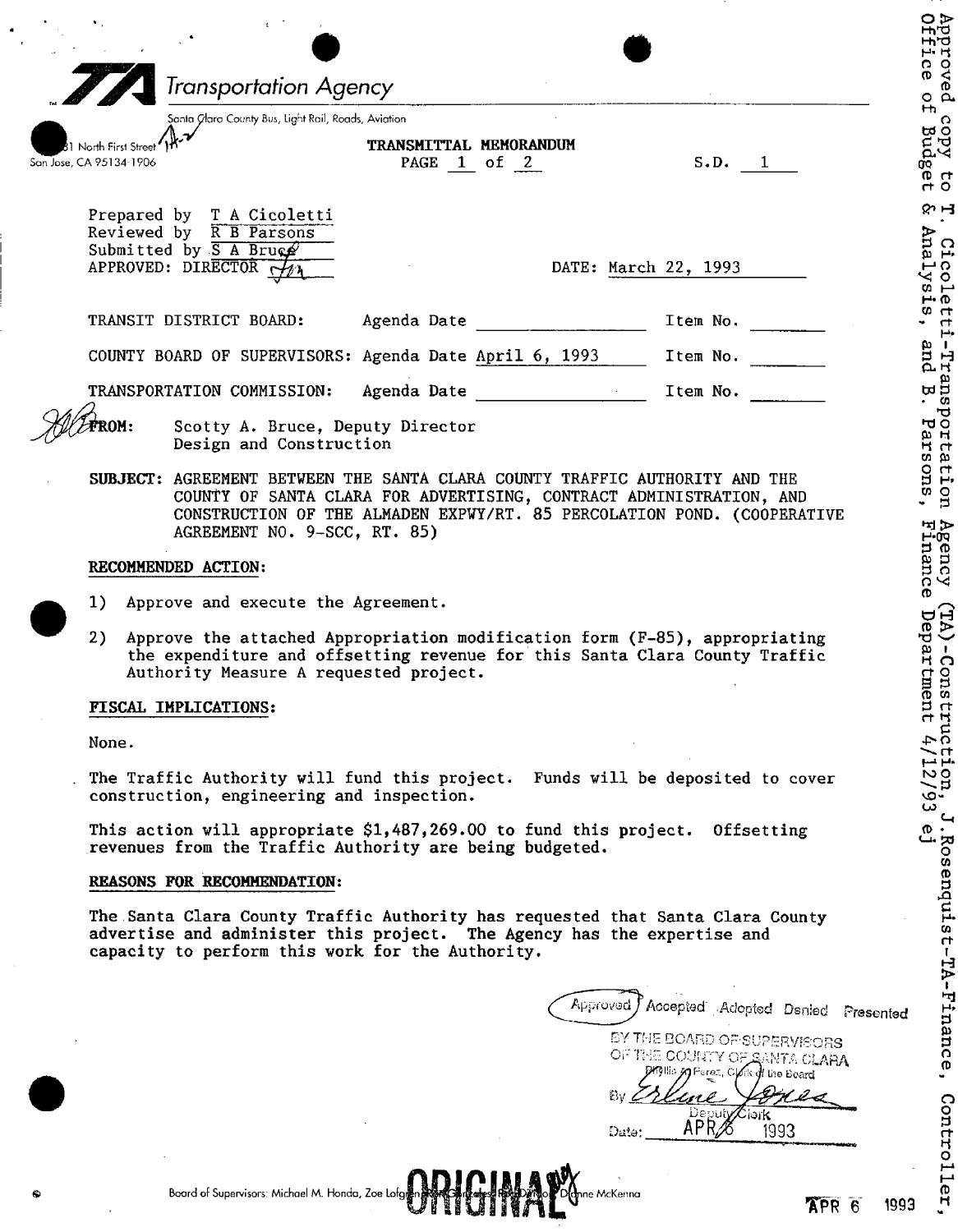# Transportation Agency

Santa Clara County Bus, Light Rail, Roads, Aviation

1 North First Street
San Jose, CA 95134-1906

**TRANSMITTAL MEMORANDUM**
PAGE 1 of 2

S.D. 1

Prepared by T A Cicoletti
Reviewed by R B Parsons
Submitted by S A Bruce
APPROVED: DIRECTOR

DATE: March 22, 1993

TRANSIT DISTRICT BOARD: Agenda Date ________ Item No. ________

COUNTY BOARD OF SUPERVISORS: Agenda Date April 6, 1993 Item No. ________

TRANSPORTATION COMMISSION: Agenda Date ________ Item No. ________

**FROM:** Scotty A. Bruce, Deputy Director
Design and Construction

**SUBJECT:** AGREEMENT BETWEEN THE SANTA CLARA COUNTY TRAFFIC AUTHORITY AND THE COUNTY OF SANTA CLARA FOR ADVERTISING, CONTRACT ADMINISTRATION, AND CONSTRUCTION OF THE ALMADEN EXPWY/RT. 85 PERCOLATION POND. (COOPERATIVE AGREEMENT NO. 9-SCC, RT. 85)

**RECOMMENDED ACTION:**

1) Approve and execute the Agreement.

2) Approve the attached Appropriation modification form (F-85), appropriating the expenditure and offsetting revenue for this Santa Clara County Traffic Authority Measure A requested project.

**FISCAL IMPLICATIONS:**

None.

The Traffic Authority will fund this project. Funds will be deposited to cover construction, engineering and inspection.

This action will appropriate $1,487,269.00 to fund this project. Offsetting revenues from the Traffic Authority are being budgeted.

**REASONS FOR RECOMMENDATION:**

The Santa Clara County Traffic Authority has requested that Santa Clara County advertise and administer this project. The Agency has the expertise and capacity to perform this work for the Authority.

Approved Accepted Adopted Denied Presented
BY THE BOARD OF SUPERVISORS OF THE COUNTY OF SANTA CLARA
Phyllis A. Perez, Clerk of the Board
By Erline Jones
Deputy Clerk
Date: APR 6 1993

Approved copy to T. Cicoletti-Transportation Agency (TA)-Construction, J.Rosenquist-TA-Finance, Controller, Office of Budget & Analysis, and B. Parsons, Finance Department 4/12/93 ej

Board of Supervisors: Michael M. Honda, Zoe Lofgren, Ron Gonzales, Rod Diridon, Dianne McKenna

ORIGINAL

APR 6 1993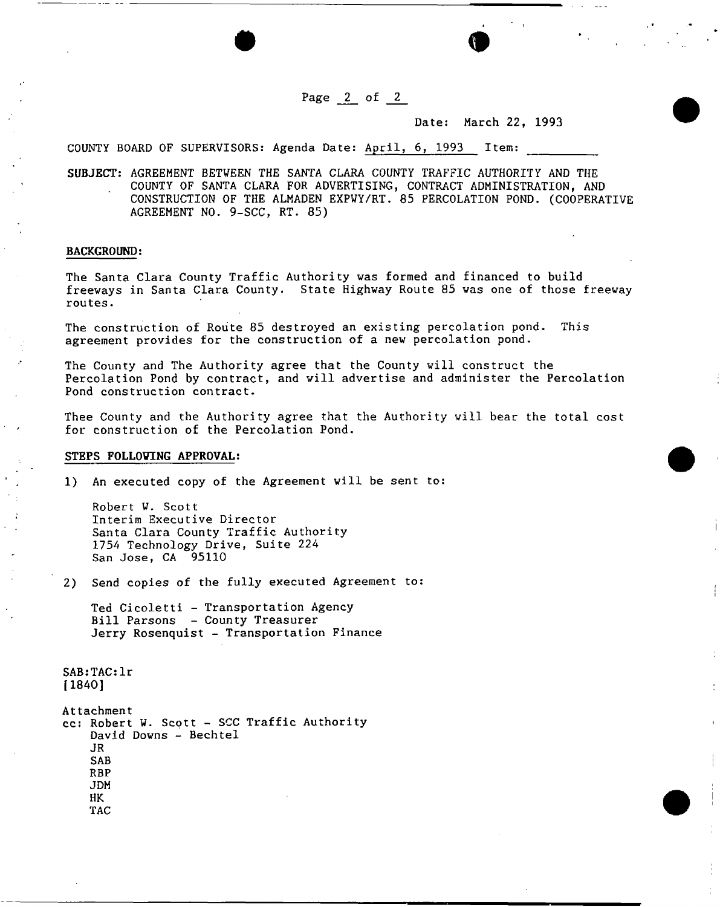Date: March 22, 1993

COUNTY BOARD OF SUPERVISORS: Agenda Date: April, 6, 1993 Item: __________

**SUBJECT:** AGREEMENT BETWEEN THE SANTA CLARA COUNTY TRAFFIC AUTHORITY AND THE COUNTY OF SANTA CLARA FOR ADVERTISING, CONTRACT ADMINISTRATION, AND CONSTRUCTION OF THE ALMADEN EXPWY/RT. 85 PERCOLATION POND. (COOPERATIVE AGREEMENT NO. 9-SCC, RT. 85)

**BACKGROUND:**

The Santa Clara County Traffic Authority was formed and financed to build freeways in Santa Clara County. State Highway Route 85 was one of those freeway routes.

The construction of Route 85 destroyed an existing percolation pond. This agreement provides for the construction of a new percolation pond.

The County and The Authority agree that the County will construct the Percolation Pond by contract, and will advertise and administer the Percolation Pond construction contract.

Thee County and the Authority agree that the Authority will bear the total cost for construction of the Percolation Pond.

**STEPS FOLLOWING APPROVAL:**

1) An executed copy of the Agreement will be sent to:

   Robert W. Scott
   Interim Executive Director
   Santa Clara County Traffic Authority
   1754 Technology Drive, Suite 224
   San Jose, CA 95110

2) Send copies of the fully executed Agreement to:

   Ted Cicoletti - Transportation Agency
   Bill Parsons - County Treasurer
   Jerry Rosenquist - Transportation Finance

SAB:TAC:lr
[1840]

Attachment
cc: Robert W. Scott - SCC Traffic Authority
    David Downs - Bechtel
    JR
    SAB
    RBP
    JDM
    HK
    TAC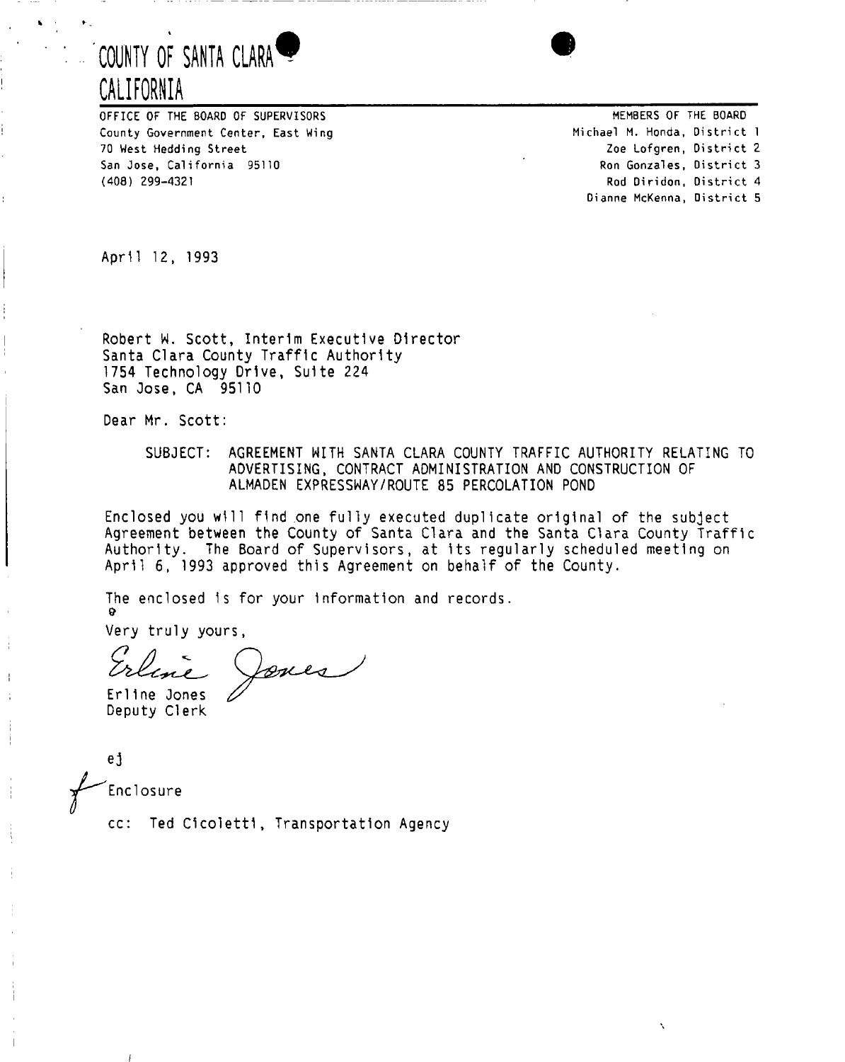# COUNTY OF SANTA CLARA
# CALIFORNIA

OFFICE OF THE BOARD OF SUPERVISORS
County Government Center, East Wing
70 West Hedding Street
San Jose, California 95110
(408) 299-4321

MEMBERS OF THE BOARD
Michael M. Honda, District 1
Zoe Lofgren, District 2
Ron Gonzales, District 3
Rod Diridon, District 4
Dianne McKenna, District 5

April 12, 1993

Robert W. Scott, Interim Executive Director
Santa Clara County Traffic Authority
1754 Technology Drive, Suite 224
San Jose, CA 95110

Dear Mr. Scott:

SUBJECT: AGREEMENT WITH SANTA CLARA COUNTY TRAFFIC AUTHORITY RELATING TO ADVERTISING, CONTRACT ADMINISTRATION AND CONSTRUCTION OF ALMADEN EXPRESSWAY/ROUTE 85 PERCOLATION POND

Enclosed you will find one fully executed duplicate original of the subject Agreement between the County of Santa Clara and the Santa Clara County Traffic Authority. The Board of Supervisors, at its regularly scheduled meeting on April 6, 1993 approved this Agreement on behalf of the County.

The enclosed is for your information and records.

Very truly yours,

Erline Jones

Erline Jones
Deputy Clerk

ej

Enclosure

cc: Ted Cicoletti, Transportation Agency